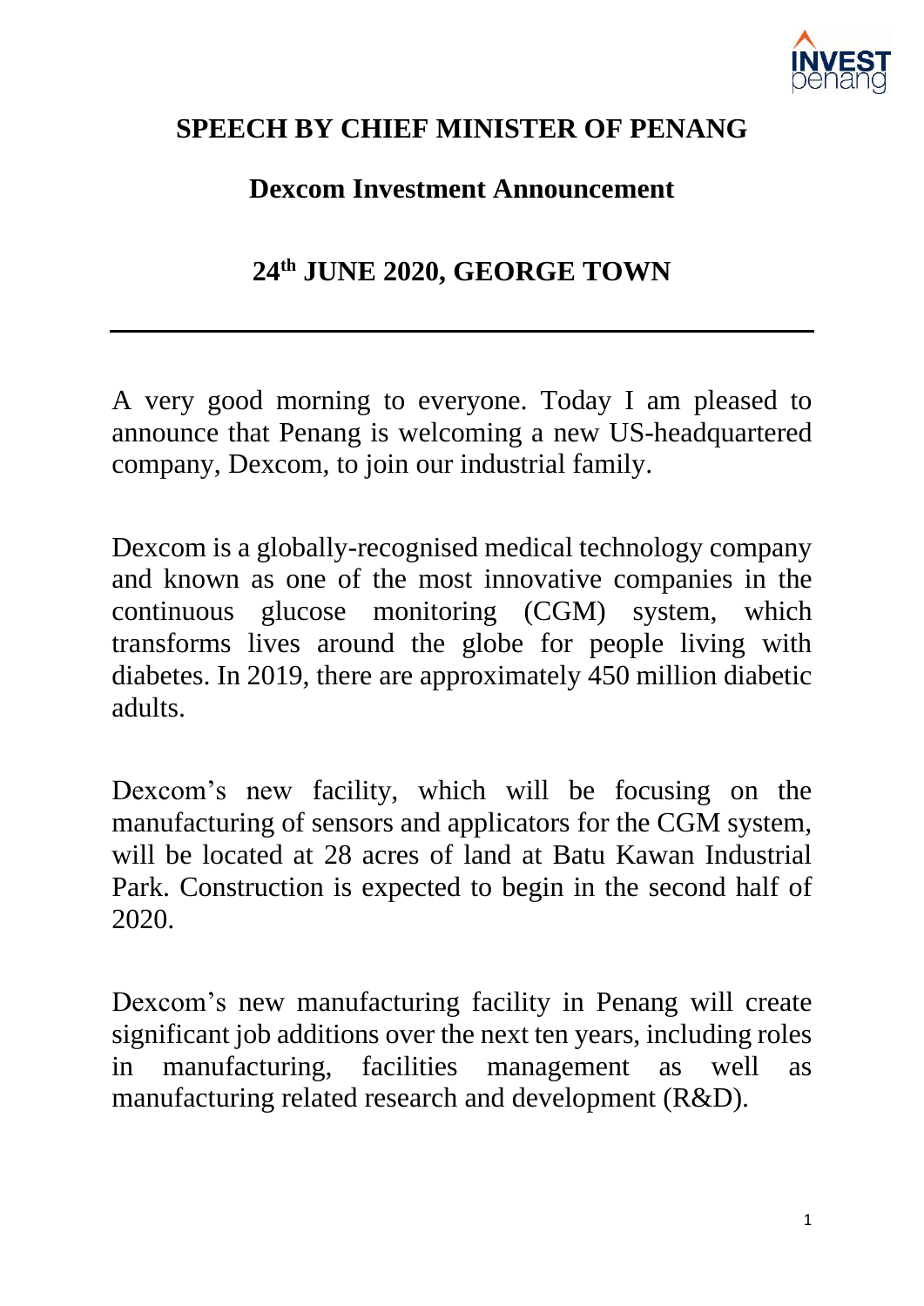## SPEECH BY CHIEF MINISTER OF PENANG

### Dexcom Investment Announcement

### 24th JUNE 2020, GEORGE TOWN

---

A very good morning to everyone. Today I am pleased to announce that Penang is welcoming a new US-headquartered company, Dexcom, to join our industrial family.

Dexcom is a globally-recognised medical technology company and known as one of the most innovative companies in the continuous glucose monitoring (CGM) system, which transforms lives around the globe for people living with diabetes. In 2019, there are approximately 450 million diabetic adults.

Dexcom's new facility, which will be focusing on the manufacturing of sensors and applicators for the CGM system, will be located at 28 acres of land at Batu Kawan Industrial Park. Construction is expected to begin in the second half of 2020.

Dexcom's new manufacturing facility in Penang will create significant job additions over the next ten years, including roles in manufacturing, facilities management as well as manufacturing related research and development (R&D).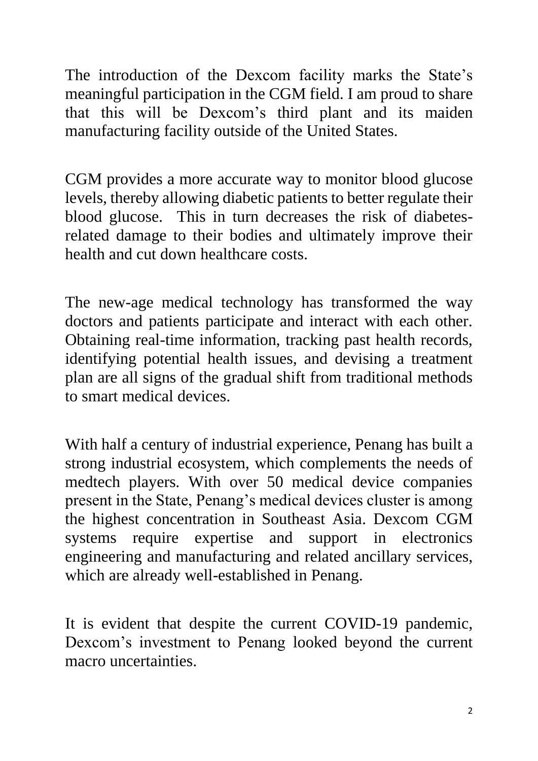The introduction of the Dexcom facility marks the State's meaningful participation in the CGM field. I am proud to share that this will be Dexcom's third plant and its maiden manufacturing facility outside of the United States.

CGM provides a more accurate way to monitor blood glucose levels, thereby allowing diabetic patients to better regulate their blood glucose. This in turn decreases the risk of diabetes-related damage to their bodies and ultimately improve their health and cut down healthcare costs.

The new-age medical technology has transformed the way doctors and patients participate and interact with each other. Obtaining real-time information, tracking past health records, identifying potential health issues, and devising a treatment plan are all signs of the gradual shift from traditional methods to smart medical devices.

With half a century of industrial experience, Penang has built a strong industrial ecosystem, which complements the needs of medtech players. With over 50 medical device companies present in the State, Penang's medical devices cluster is among the highest concentration in Southeast Asia. Dexcom CGM systems require expertise and support in electronics engineering and manufacturing and related ancillary services, which are already well-established in Penang.

It is evident that despite the current COVID-19 pandemic, Dexcom's investment to Penang looked beyond the current macro uncertainties.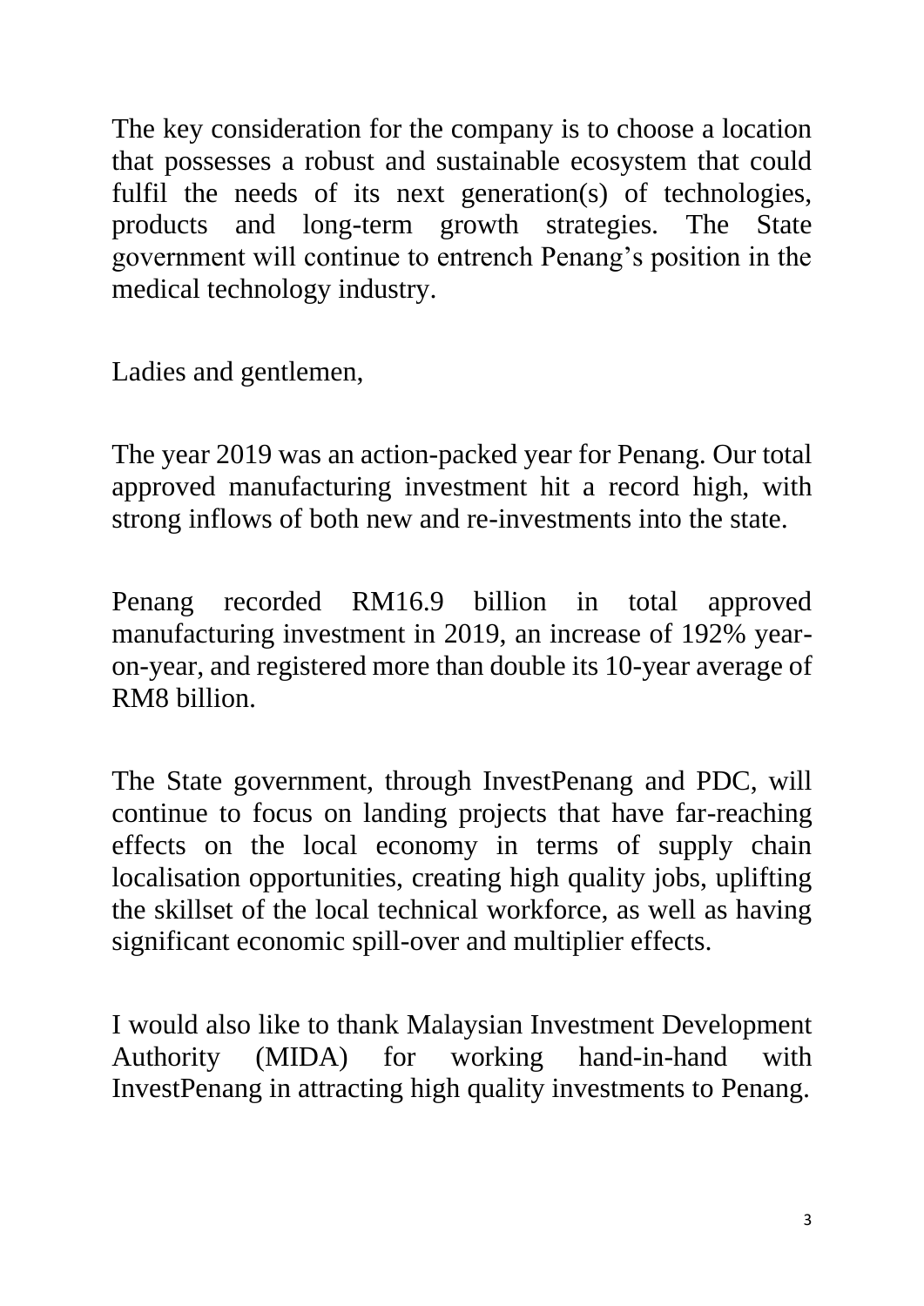The key consideration for the company is to choose a location that possesses a robust and sustainable ecosystem that could fulfil the needs of its next generation(s) of technologies, products and long-term growth strategies. The State government will continue to entrench Penang's position in the medical technology industry.

Ladies and gentlemen,

The year 2019 was an action-packed year for Penang. Our total approved manufacturing investment hit a record high, with strong inflows of both new and re-investments into the state.

Penang recorded RM16.9 billion in total approved manufacturing investment in 2019, an increase of 192% year-on-year, and registered more than double its 10-year average of RM8 billion.

The State government, through InvestPenang and PDC, will continue to focus on landing projects that have far-reaching effects on the local economy in terms of supply chain localisation opportunities, creating high quality jobs, uplifting the skillset of the local technical workforce, as well as having significant economic spill-over and multiplier effects.

I would also like to thank Malaysian Investment Development Authority (MIDA) for working hand-in-hand with InvestPenang in attracting high quality investments to Penang.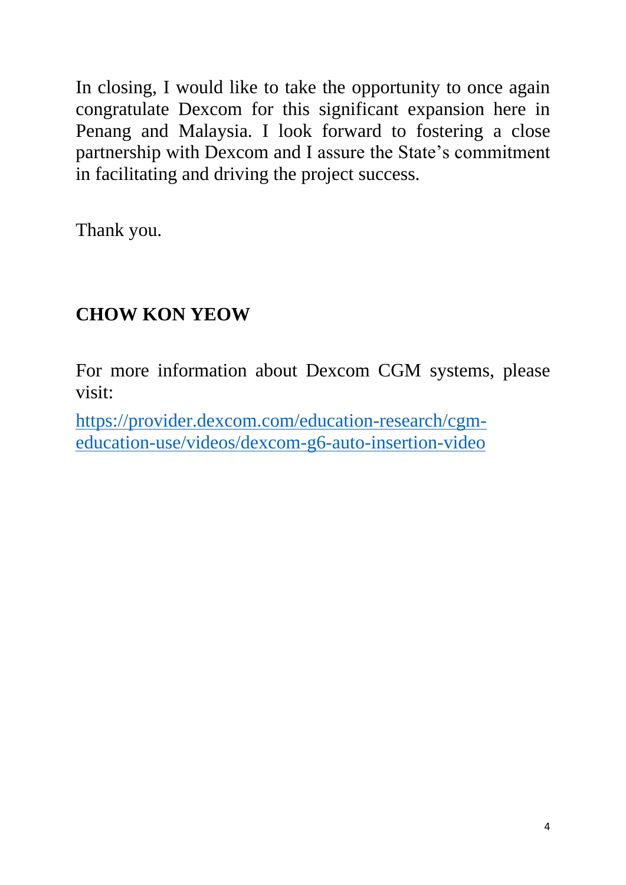In closing, I would like to take the opportunity to once again congratulate Dexcom for this significant expansion here in Penang and Malaysia. I look forward to fostering a close partnership with Dexcom and I assure the State's commitment in facilitating and driving the project success.

Thank you.

**CHOW KON YEOW**

For more information about Dexcom CGM systems, please visit:

[https://provider.dexcom.com/education-research/cgm-education-use/videos/dexcom-g6-auto-insertion-video](https://provider.dexcom.com/education-research/cgm-education-use/videos/dexcom-g6-auto-insertion-video)